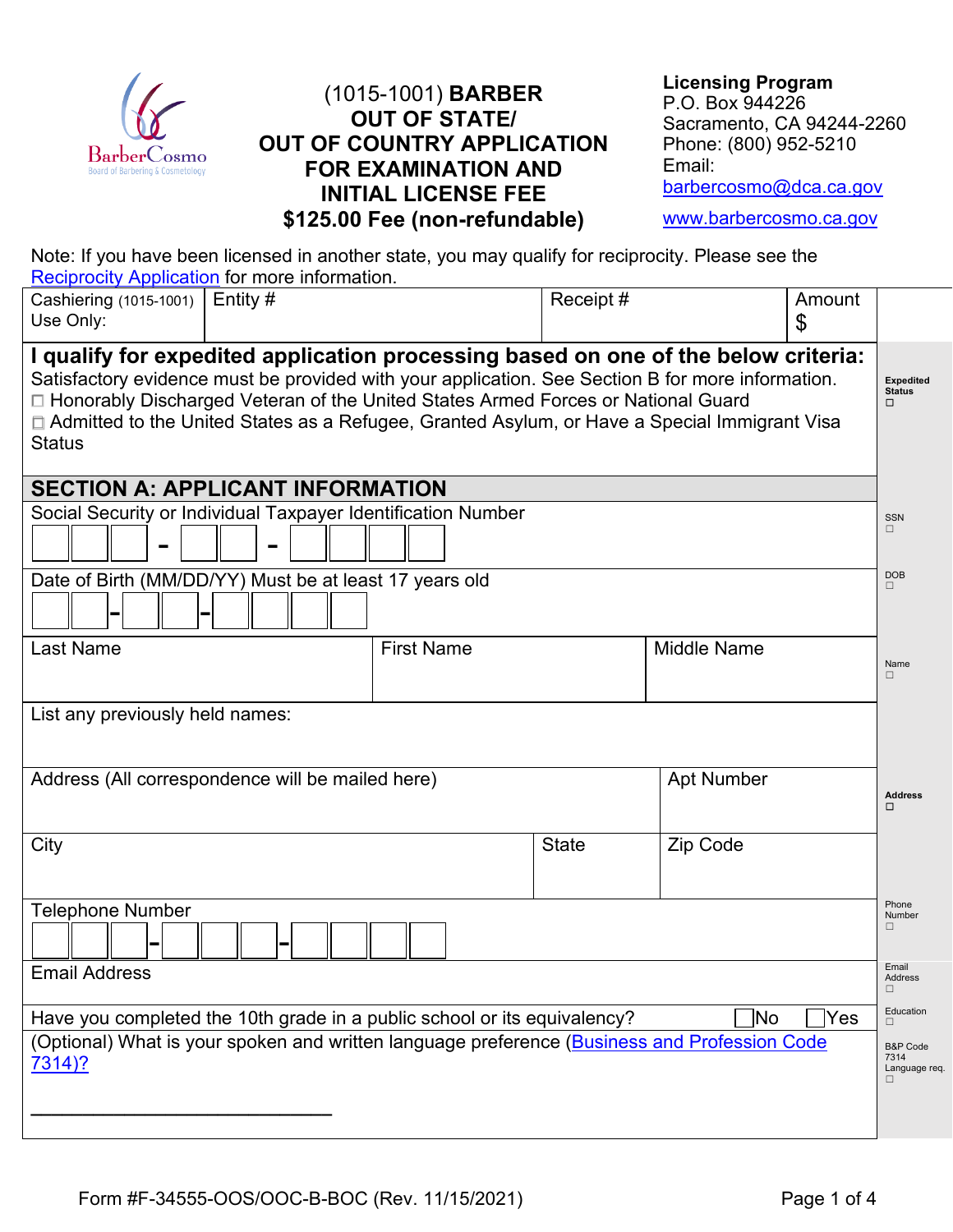BarberCosmo
Board of Barbering & Cosmetology

# (1015-1001) BARBER OUT OF STATE/ OUT OF COUNTRY APPLICATION FOR EXAMINATION AND INITIAL LICENSE FEE

## $125.00 Fee (non-refundable)

**Licensing Program**
P.O. Box 944226
Sacramento, CA 94244-2260
Phone: (800) 952-5210
Email: barbercosmo@dca.ca.gov
www.barbercosmo.ca.gov

Note: If you have been licensed in another state, you may qualify for reciprocity. Please see the Reciprocity Application for more information.

| Cashiering (1015-1001) Use Only: | Entity # | Receipt # | Amount $ |
|---|---|---|---|

**I qualify for expedited application processing based on one of the below criteria:**
Satisfactory evidence must be provided with your application. See Section B for more information.
☐ Honorably Discharged Veteran of the United States Armed Forces or National Guard
☐ Admitted to the United States as a Refugee, Granted Asylum, or Have a Special Immigrant Visa Status

**Expedited Status** ☐

## SECTION A: APPLICANT INFORMATION

Social Security or Individual Taxpayer Identification Number
☐☐☐ - ☐☐ - ☐☐☐☐ — SSN ☐

Date of Birth (MM/DD/YY) Must be at least 17 years old
☐☐-☐☐-☐☐☐☐ — DOB ☐

| Last Name | First Name | Middle Name |
|---|---|---|
| | | |

Name ☐

List any previously held names:

| Address (All correspondence will be mailed here) | | Apt Number |
|---|---|---|
| City | State | Zip Code |

**Address** ☐

Telephone Number
☐☐☐-☐☐☐-☐☐☐☐ — Phone Number ☐

Email Address — Email Address ☐

Have you completed the 10th grade in a public school or its equivalency? ☐No ☐Yes — Education ☐

(Optional) What is your spoken and written language preference (Business and Profession Code 7314)?

______________________________

B&P Code 7314 Language req. ☐

Form #F-34555-OOS/OOC-B-BOC (Rev. 11/15/2021)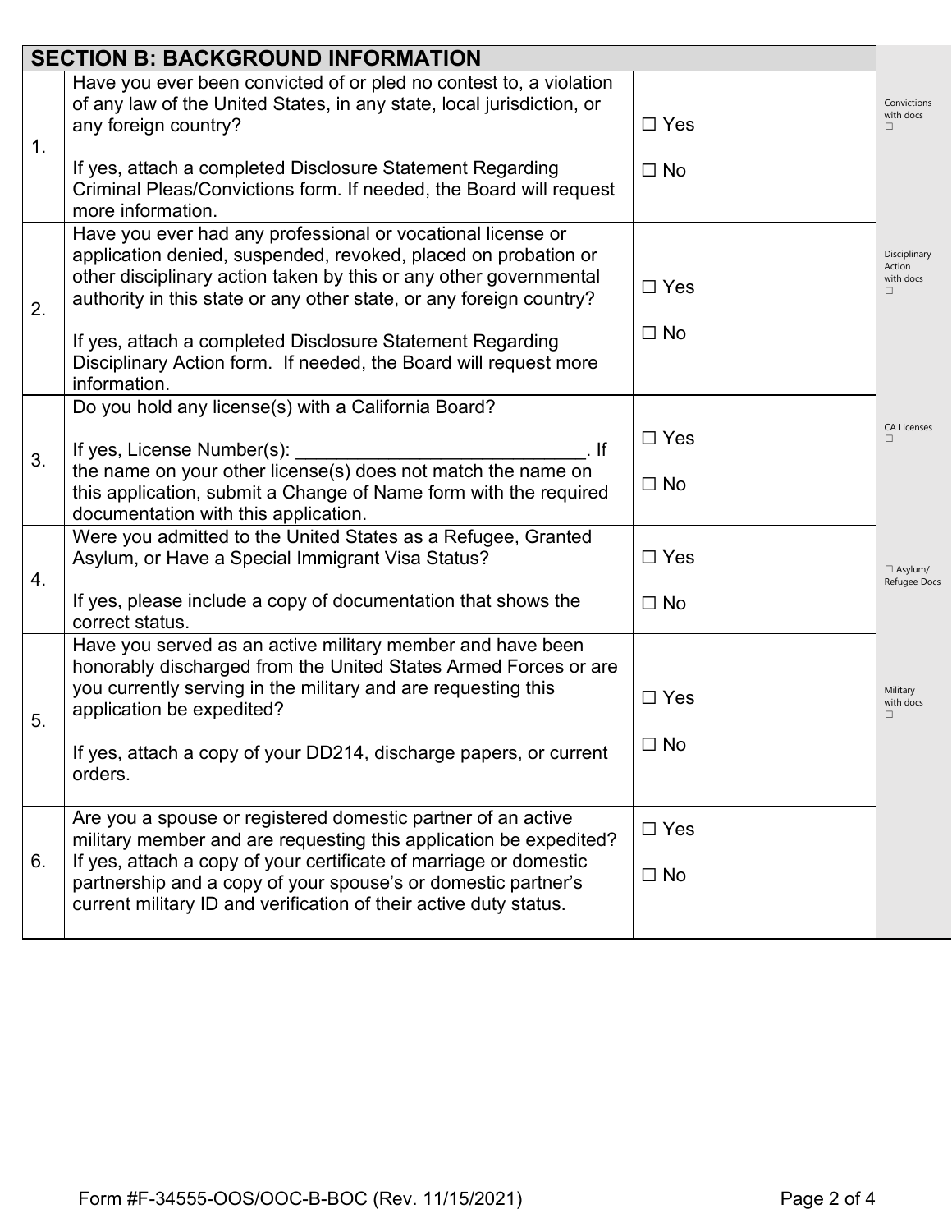| SECTION B: BACKGROUND INFORMATION | | | |
|---|---|---|---|
| 1. | Have you ever been convicted of or pled no contest to, a violation of any law of the United States, in any state, local jurisdiction, or any foreign country?<br><br>If yes, attach a completed Disclosure Statement Regarding Criminal Pleas/Convictions form. If needed, the Board will request more information. | ☐ Yes<br><br>☐ No | Convictions with docs ☐ |
| 2. | Have you ever had any professional or vocational license or application denied, suspended, revoked, placed on probation or other disciplinary action taken by this or any other governmental authority in this state or any other state, or any foreign country?<br><br>If yes, attach a completed Disclosure Statement Regarding Disciplinary Action form. If needed, the Board will request more information. | ☐ Yes<br><br>☐ No | Disciplinary Action with docs ☐ |
| 3. | Do you hold any license(s) with a California Board?<br><br>If yes, License Number(s): ____________________________. If the name on your other license(s) does not match the name on this application, submit a Change of Name form with the required documentation with this application. | ☐ Yes<br><br>☐ No | CA Licenses ☐ |
| 4. | Were you admitted to the United States as a Refugee, Granted Asylum, or Have a Special Immigrant Visa Status?<br><br>If yes, please include a copy of documentation that shows the correct status. | ☐ Yes<br><br>☐ No | ☐ Asylum/ Refugee Docs |
| 5. | Have you served as an active military member and have been honorably discharged from the United States Armed Forces or are you currently serving in the military and are requesting this application be expedited?<br><br>If yes, attach a copy of your DD214, discharge papers, or current orders. | ☐ Yes<br><br>☐ No | Military with docs ☐ |
| 6. | Are you a spouse or registered domestic partner of an active military member and are requesting this application be expedited? If yes, attach a copy of your certificate of marriage or domestic partnership and a copy of your spouse's or domestic partner's current military ID and verification of their active duty status. | ☐ Yes<br><br>☐ No | |

Form #F-34555-OOS/OOC-B-BOC (Rev. 11/15/2021)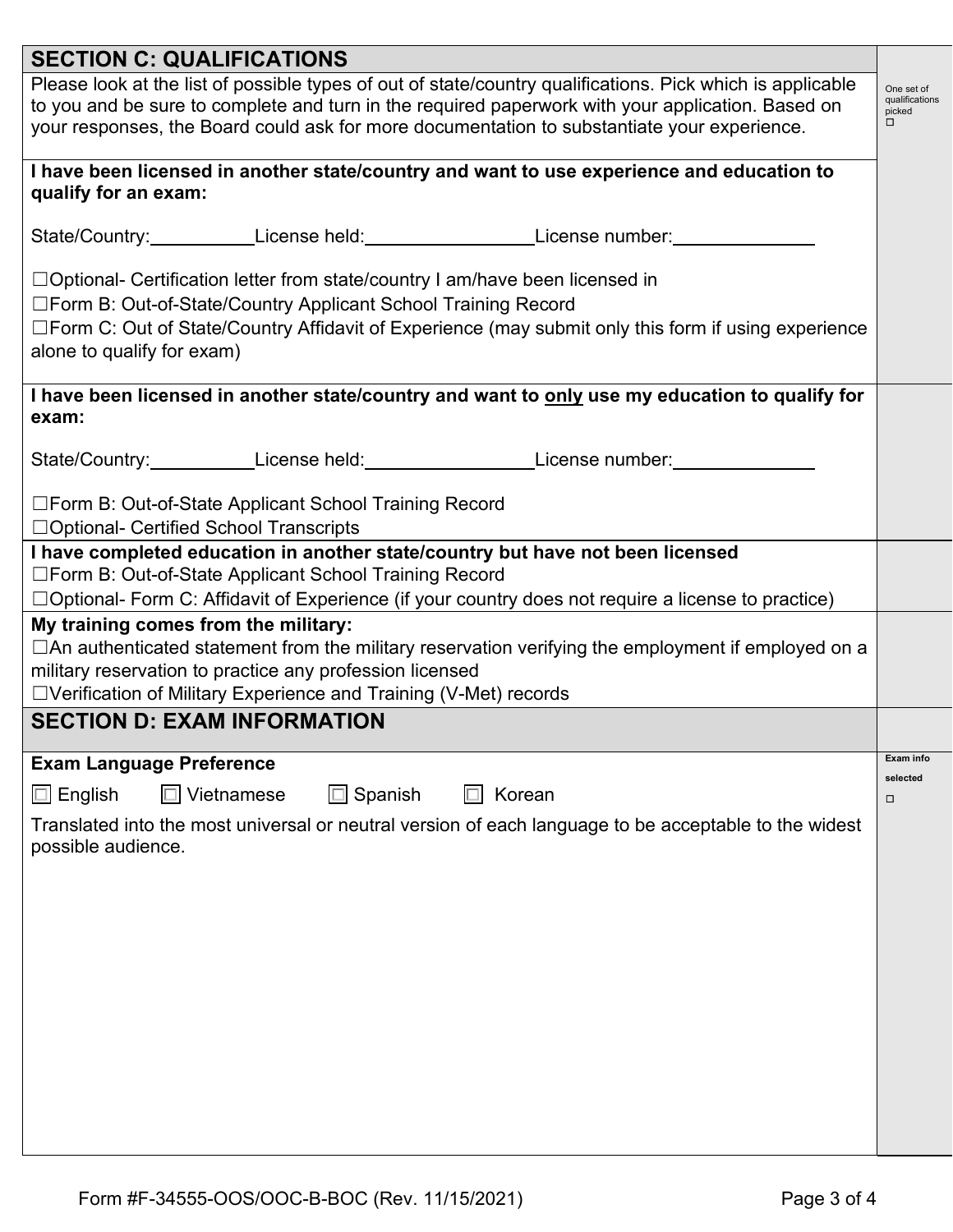## SECTION C: QUALIFICATIONS

Please look at the list of possible types of out of state/country qualifications. Pick which is applicable to you and be sure to complete and turn in the required paperwork with your application. Based on your responses, the Board could ask for more documentation to substantiate your experience.

One set of qualifications picked ☐

**I have been licensed in another state/country and want to use experience and education to qualify for an exam:**

State/Country:__________ License held:________________ License number:_____________

☐Optional- Certification letter from state/country I am/have been licensed in
☐Form B: Out-of-State/Country Applicant School Training Record
☐Form C: Out of State/Country Affidavit of Experience (may submit only this form if using experience alone to qualify for exam)

**I have been licensed in another state/country and want to <u>only</u> use my education to qualify for exam:**

State/Country:__________ License held:________________ License number:_____________

☐Form B: Out-of-State Applicant School Training Record
☐Optional- Certified School Transcripts

**I have completed education in another state/country but have not been licensed**
☐Form B: Out-of-State Applicant School Training Record
☐Optional- Form C: Affidavit of Experience (if your country does not require a license to practice)

**My training comes from the military:**
☐An authenticated statement from the military reservation verifying the employment if employed on a military reservation to practice any profession licensed
☐Verification of Military Experience and Training (V-Met) records

## SECTION D: EXAM INFORMATION

Exam info selected ☐

**Exam Language Preference**

☐ English ☐ Vietnamese ☐ Spanish ☐ Korean

Translated into the most universal or neutral version of each language to be acceptable to the widest possible audience.

Form #F-34555-OOS/OOC-B-BOC (Rev. 11/15/2021)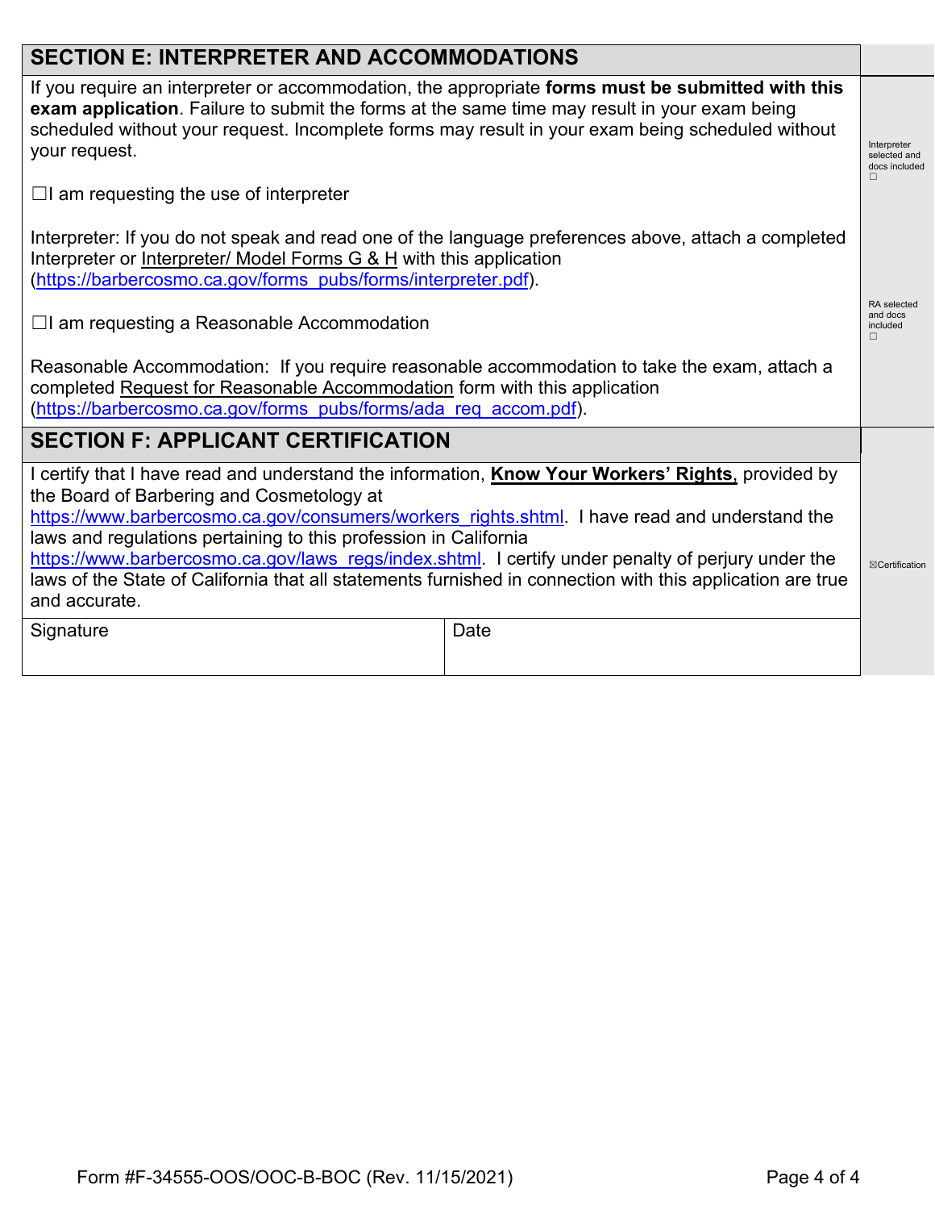## SECTION E: INTERPRETER AND ACCOMMODATIONS

If you require an interpreter or accommodation, the appropriate **forms must be submitted with this exam application**. Failure to submit the forms at the same time may result in your exam being scheduled without your request. Incomplete forms may result in your exam being scheduled without your request.

☐I am requesting the use of interpreter

Interpreter: If you do not speak and read one of the language preferences above, attach a completed Interpreter or Interpreter/ Model Forms G & H with this application (https://barbercosmo.ca.gov/forms_pubs/forms/interpreter.pdf).

☐I am requesting a Reasonable Accommodation

Reasonable Accommodation: If you require reasonable accommodation to take the exam, attach a completed Request for Reasonable Accommodation form with this application (https://barbercosmo.ca.gov/forms_pubs/forms/ada_req_accom.pdf).

Interpreter selected and docs included ☐

RA selected and docs included ☐

## SECTION F: APPLICANT CERTIFICATION

I certify that I have read and understand the information, **Know Your Workers' Rights**, provided by the Board of Barbering and Cosmetology at https://www.barbercosmo.ca.gov/consumers/workers_rights.shtml. I have read and understand the laws and regulations pertaining to this profession in California https://www.barbercosmo.ca.gov/laws_regs/index.shtml. I certify under penalty of perjury under the laws of the State of California that all statements furnished in connection with this application are true and accurate.

| Signature | Date |
|---|---|
| | |

☒Certification

Form #F-34555-OOS/OOC-B-BOC (Rev. 11/15/2021)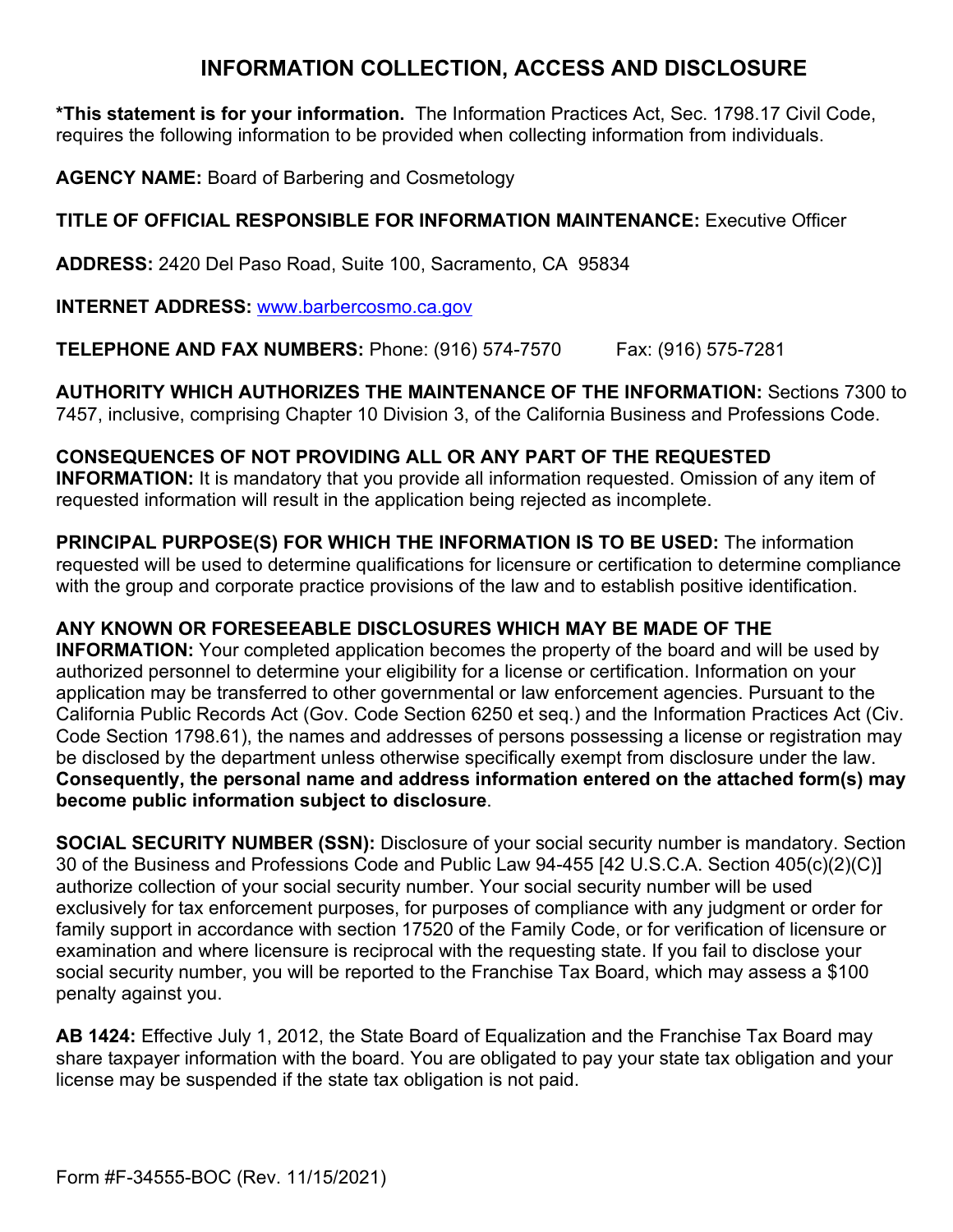# INFORMATION COLLECTION, ACCESS AND DISCLOSURE

***This statement is for your information.** The Information Practices Act, Sec. 1798.17 Civil Code, requires the following information to be provided when collecting information from individuals.

**AGENCY NAME:** Board of Barbering and Cosmetology

**TITLE OF OFFICIAL RESPONSIBLE FOR INFORMATION MAINTENANCE:** Executive Officer

**ADDRESS:** 2420 Del Paso Road, Suite 100, Sacramento, CA 95834

**INTERNET ADDRESS:** www.barbercosmo.ca.gov

**TELEPHONE AND FAX NUMBERS:** Phone: (916) 574-7570 Fax: (916) 575-7281

**AUTHORITY WHICH AUTHORIZES THE MAINTENANCE OF THE INFORMATION:** Sections 7300 to 7457, inclusive, comprising Chapter 10 Division 3, of the California Business and Professions Code.

**CONSEQUENCES OF NOT PROVIDING ALL OR ANY PART OF THE REQUESTED INFORMATION:** It is mandatory that you provide all information requested. Omission of any item of requested information will result in the application being rejected as incomplete.

**PRINCIPAL PURPOSE(S) FOR WHICH THE INFORMATION IS TO BE USED:** The information requested will be used to determine qualifications for licensure or certification to determine compliance with the group and corporate practice provisions of the law and to establish positive identification.

**ANY KNOWN OR FORESEEABLE DISCLOSURES WHICH MAY BE MADE OF THE INFORMATION:** Your completed application becomes the property of the board and will be used by authorized personnel to determine your eligibility for a license or certification. Information on your application may be transferred to other governmental or law enforcement agencies. Pursuant to the California Public Records Act (Gov. Code Section 6250 et seq.) and the Information Practices Act (Civ. Code Section 1798.61), the names and addresses of persons possessing a license or registration may be disclosed by the department unless otherwise specifically exempt from disclosure under the law. **Consequently, the personal name and address information entered on the attached form(s) may become public information subject to disclosure**.

**SOCIAL SECURITY NUMBER (SSN):** Disclosure of your social security number is mandatory. Section 30 of the Business and Professions Code and Public Law 94-455 [42 U.S.C.A. Section 405(c)(2)(C)] authorize collection of your social security number. Your social security number will be used exclusively for tax enforcement purposes, for purposes of compliance with any judgment or order for family support in accordance with section 17520 of the Family Code, or for verification of licensure or examination and where licensure is reciprocal with the requesting state. If you fail to disclose your social security number, you will be reported to the Franchise Tax Board, which may assess a $100 penalty against you.

**AB 1424:** Effective July 1, 2012, the State Board of Equalization and the Franchise Tax Board may share taxpayer information with the board. You are obligated to pay your state tax obligation and your license may be suspended if the state tax obligation is not paid.

Form #F-34555-BOC (Rev. 11/15/2021)